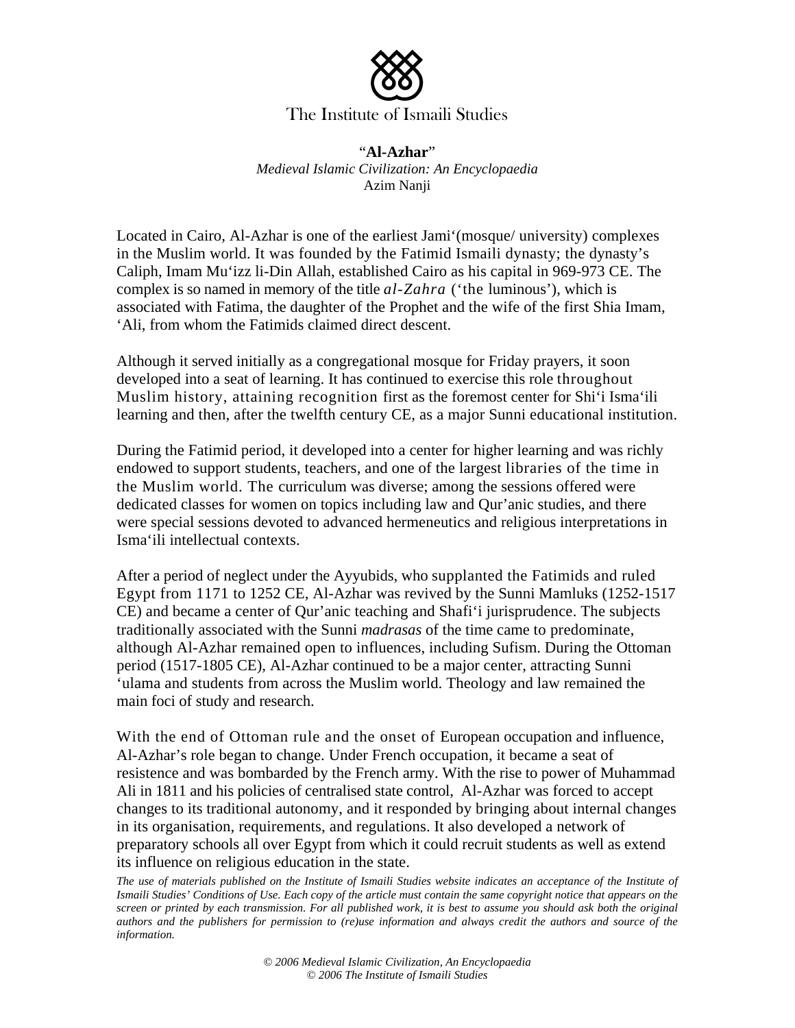The Institute of Ismaili Studies

**"Al-Azhar"**
*Medieval Islamic Civilization: An Encyclopaedia*
Azim Nanji

Located in Cairo, Al-Azhar is one of the earliest Jami'(mosque/ university) complexes in the Muslim world. It was founded by the Fatimid Ismaili dynasty; the dynasty's Caliph, Imam Mu'izz li-Din Allah, established Cairo as his capital in 969-973 CE. The complex is so named in memory of the title *al-Zahra* ('the luminous'), which is associated with Fatima, the daughter of the Prophet and the wife of the first Shia Imam, 'Ali, from whom the Fatimids claimed direct descent.

Although it served initially as a congregational mosque for Friday prayers, it soon developed into a seat of learning. It has continued to exercise this role throughout Muslim history, attaining recognition first as the foremost center for Shi'i Isma'ili learning and then, after the twelfth century CE, as a major Sunni educational institution.

During the Fatimid period, it developed into a center for higher learning and was richly endowed to support students, teachers, and one of the largest libraries of the time in the Muslim world. The curriculum was diverse; among the sessions offered were dedicated classes for women on topics including law and Qur'anic studies, and there were special sessions devoted to advanced hermeneutics and religious interpretations in Isma'ili intellectual contexts.

After a period of neglect under the Ayyubids, who supplanted the Fatimids and ruled Egypt from 1171 to 1252 CE, Al-Azhar was revived by the Sunni Mamluks (1252-1517 CE) and became a center of Qur'anic teaching and Shafi'i jurisprudence. The subjects traditionally associated with the Sunni *madrasas* of the time came to predominate, although Al-Azhar remained open to influences, including Sufism. During the Ottoman period (1517-1805 CE), Al-Azhar continued to be a major center, attracting Sunni 'ulama and students from across the Muslim world. Theology and law remained the main foci of study and research.

With the end of Ottoman rule and the onset of European occupation and influence, Al-Azhar's role began to change. Under French occupation, it became a seat of resistence and was bombarded by the French army. With the rise to power of Muhammad Ali in 1811 and his policies of centralised state control, Al-Azhar was forced to accept changes to its traditional autonomy, and it responded by bringing about internal changes in its organisation, requirements, and regulations. It also developed a network of preparatory schools all over Egypt from which it could recruit students as well as extend its influence on religious education in the state.

*The use of materials published on the Institute of Ismaili Studies website indicates an acceptance of the Institute of Ismaili Studies' Conditions of Use. Each copy of the article must contain the same copyright notice that appears on the screen or printed by each transmission. For all published work, it is best to assume you should ask both the original authors and the publishers for permission to (re)use information and always credit the authors and source of the information.*

*© 2006 Medieval Islamic Civilization, An Encyclopaedia*
*© 2006 The Institute of Ismaili Studies*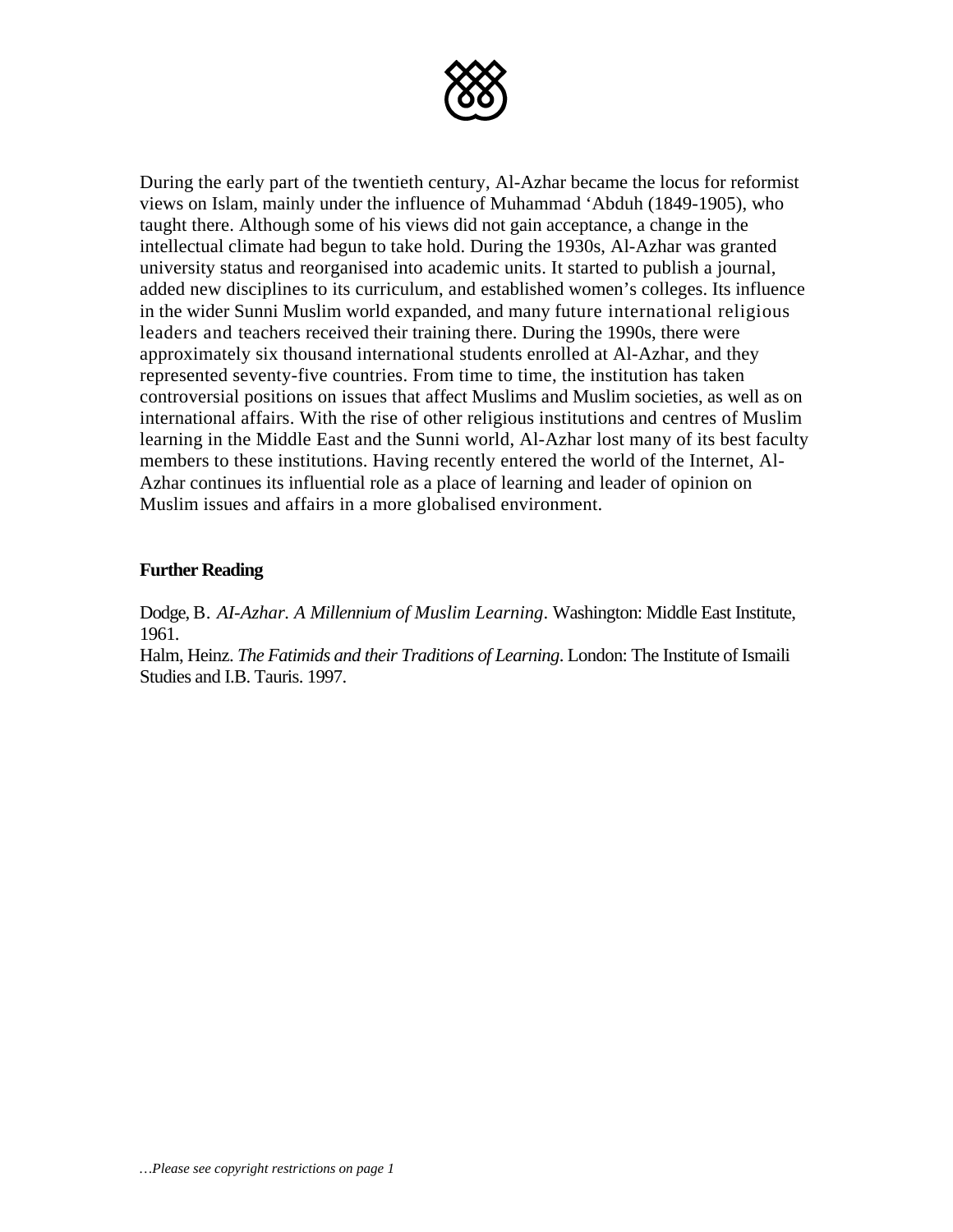During the early part of the twentieth century, Al-Azhar became the locus for reformist views on Islam, mainly under the influence of Muhammad ‘Abduh (1849-1905), who taught there. Although some of his views did not gain acceptance, a change in the intellectual climate had begun to take hold. During the 1930s, Al-Azhar was granted university status and reorganised into academic units. It started to publish a journal, added new disciplines to its curriculum, and established women’s colleges. Its influence in the wider Sunni Muslim world expanded, and many future international religious leaders and teachers received their training there. During the 1990s, there were approximately six thousand international students enrolled at Al-Azhar, and they represented seventy-five countries. From time to time, the institution has taken controversial positions on issues that affect Muslims and Muslim societies, as well as on international affairs. With the rise of other religious institutions and centres of Muslim learning in the Middle East and the Sunni world, Al-Azhar lost many of its best faculty members to these institutions. Having recently entered the world of the Internet, Al-Azhar continues its influential role as a place of learning and leader of opinion on Muslim issues and affairs in a more globalised environment.

**Further Reading**

Dodge, B. *AI-Azhar. A Millennium of Muslim Learning*. Washington: Middle East Institute, 1961.
Halm, Heinz. *The Fatimids and their Traditions of Learning*. London: The Institute of Ismaili Studies and I.B. Tauris. 1997.

*…Please see copyright restrictions on page 1*